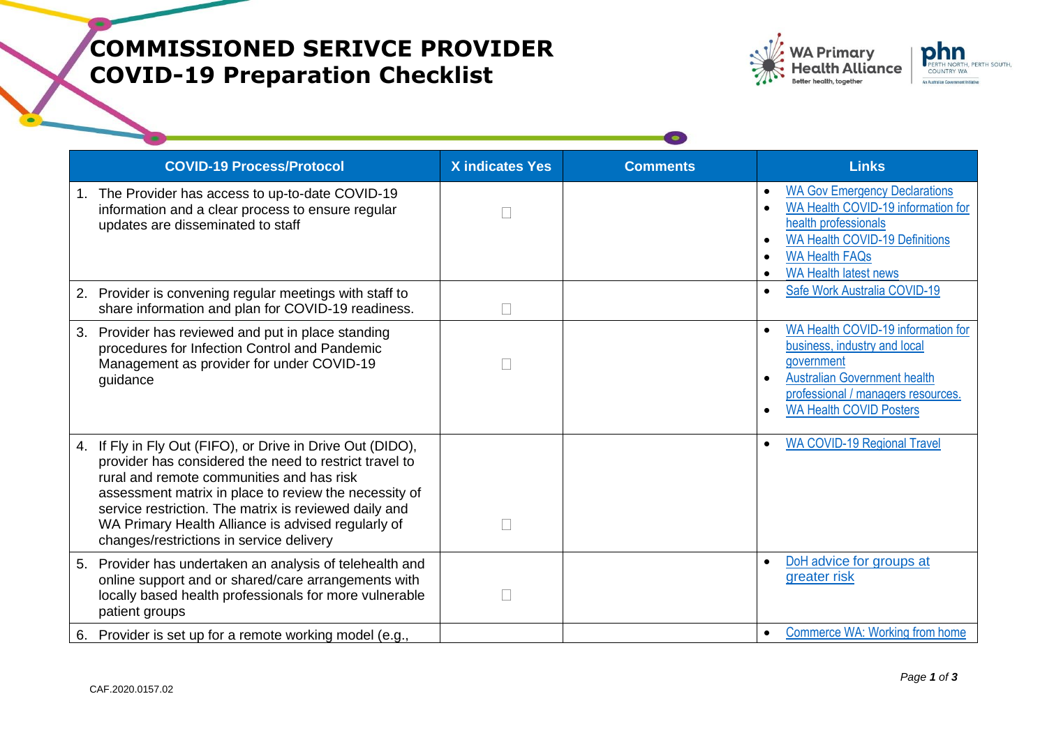# COMMISSIONED SERIVCE PROVIDER
# COVID-19 Preparation Checklist

| COVID-19 Process/Protocol | X indicates Yes | Comments | Links |
| --- | --- | --- | --- |
| 1. The Provider has access to up-to-date COVID-19 information and a clear process to ensure regular updates are disseminated to staff | ☐ | | • WA Gov Emergency Declarations<br>• WA Health COVID-19 information for health professionals<br>• WA Health COVID-19 Definitions<br>• WA Health FAQs<br>• WA Health latest news |
| 2. Provider is convening regular meetings with staff to share information and plan for COVID-19 readiness. | ☐ | | • Safe Work Australia COVID-19 |
| 3. Provider has reviewed and put in place standing procedures for Infection Control and Pandemic Management as provider for under COVID-19 guidance | ☐ | | • WA Health COVID-19 information for business, industry and local government<br>• Australian Government health professional / managers resources.<br>• WA Health COVID Posters |
| 4. If Fly in Fly Out (FIFO), or Drive in Drive Out (DIDO), provider has considered the need to restrict travel to rural and remote communities and has risk assessment matrix in place to review the necessity of service restriction. The matrix is reviewed daily and WA Primary Health Alliance is advised regularly of changes/restrictions in service delivery | ☐ | | • WA COVID-19 Regional Travel |
| 5. Provider has undertaken an analysis of telehealth and online support and or shared/care arrangements with locally based health professionals for more vulnerable patient groups | ☐ | | • DoH advice for groups at greater risk |
| 6. Provider is set up for a remote working model (e.g., | | | • Commerce WA: Working from home |

CAF.2020.0157.02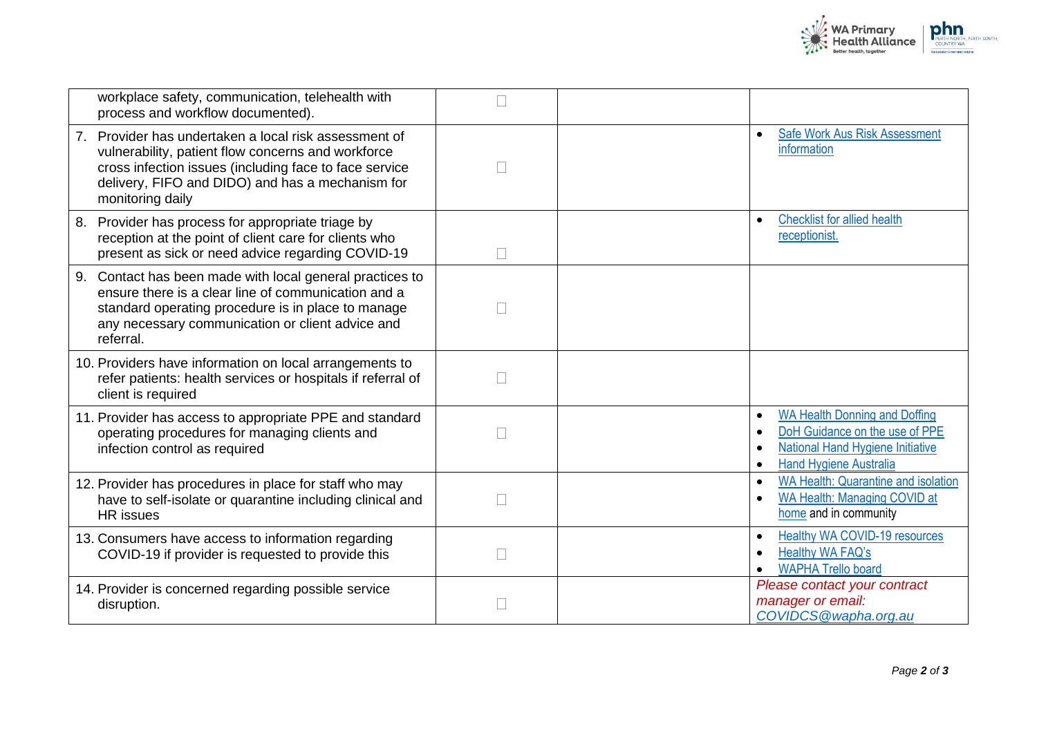| | | | |
|---|---|---|---|
| workplace safety, communication, telehealth with process and workflow documented). | ☐ | | |
| 7. Provider has undertaken a local risk assessment of vulnerability, patient flow concerns and workforce cross infection issues (including face to face service delivery, FIFO and DIDO) and has a mechanism for monitoring daily | ☐ | | • Safe Work Aus Risk Assessment information |
| 8. Provider has process for appropriate triage by reception at the point of client care for clients who present as sick or need advice regarding COVID-19 | ☐ | | • Checklist for allied health receptionist. |
| 9. Contact has been made with local general practices to ensure there is a clear line of communication and a standard operating procedure is in place to manage any necessary communication or client advice and referral. | ☐ | | |
| 10. Providers have information on local arrangements to refer patients: health services or hospitals if referral of client is required | ☐ | | |
| 11. Provider has access to appropriate PPE and standard operating procedures for managing clients and infection control as required | ☐ | | • WA Health Donning and Doffing<br>• DoH Guidance on the use of PPE<br>• National Hand Hygiene Initiative<br>• Hand Hygiene Australia |
| 12. Provider has procedures in place for staff who may have to self-isolate or quarantine including clinical and HR issues | ☐ | | • WA Health: Quarantine and isolation<br>• WA Health: Managing COVID at home and in community |
| 13. Consumers have access to information regarding COVID-19 if provider is requested to provide this | ☐ | | • Healthy WA COVID-19 resources<br>• Healthy WA FAQ's<br>• WAPHA Trello board |
| 14. Provider is concerned regarding possible service disruption. | ☐ | | *Please contact your contract manager or email: COVIDCS@wapha.org.au* |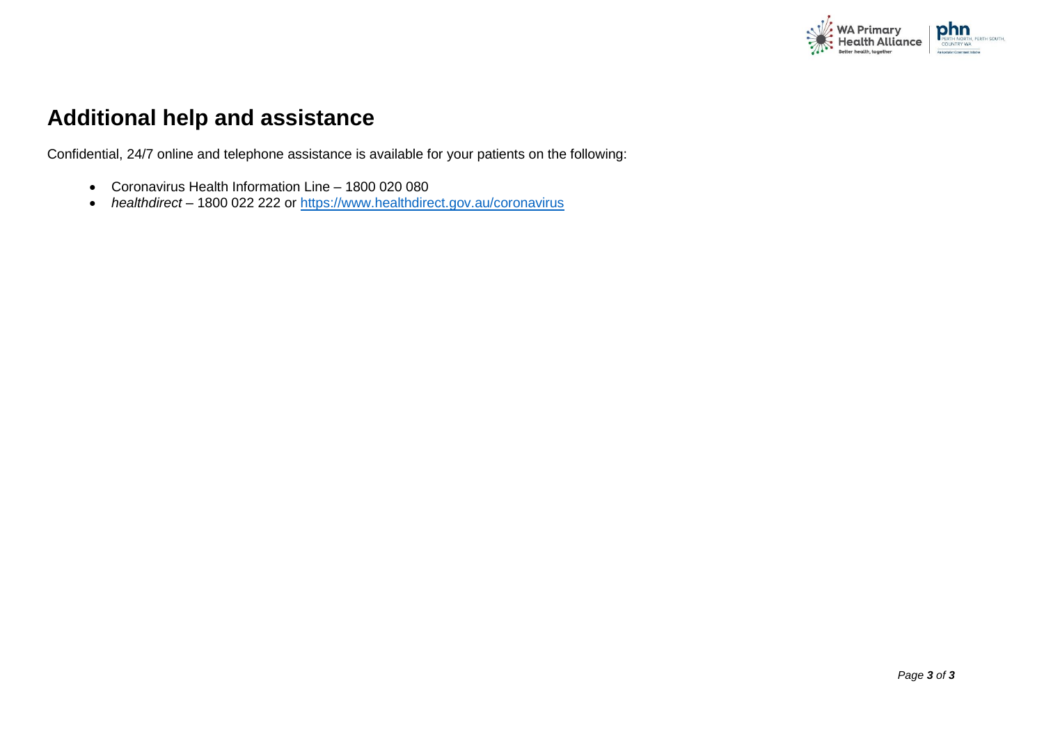# Additional help and assistance

Confidential, 24/7 online and telephone assistance is available for your patients on the following:

- Coronavirus Health Information Line – 1800 020 080
- *healthdirect* – 1800 022 222 or https://www.healthdirect.gov.au/coronavirus